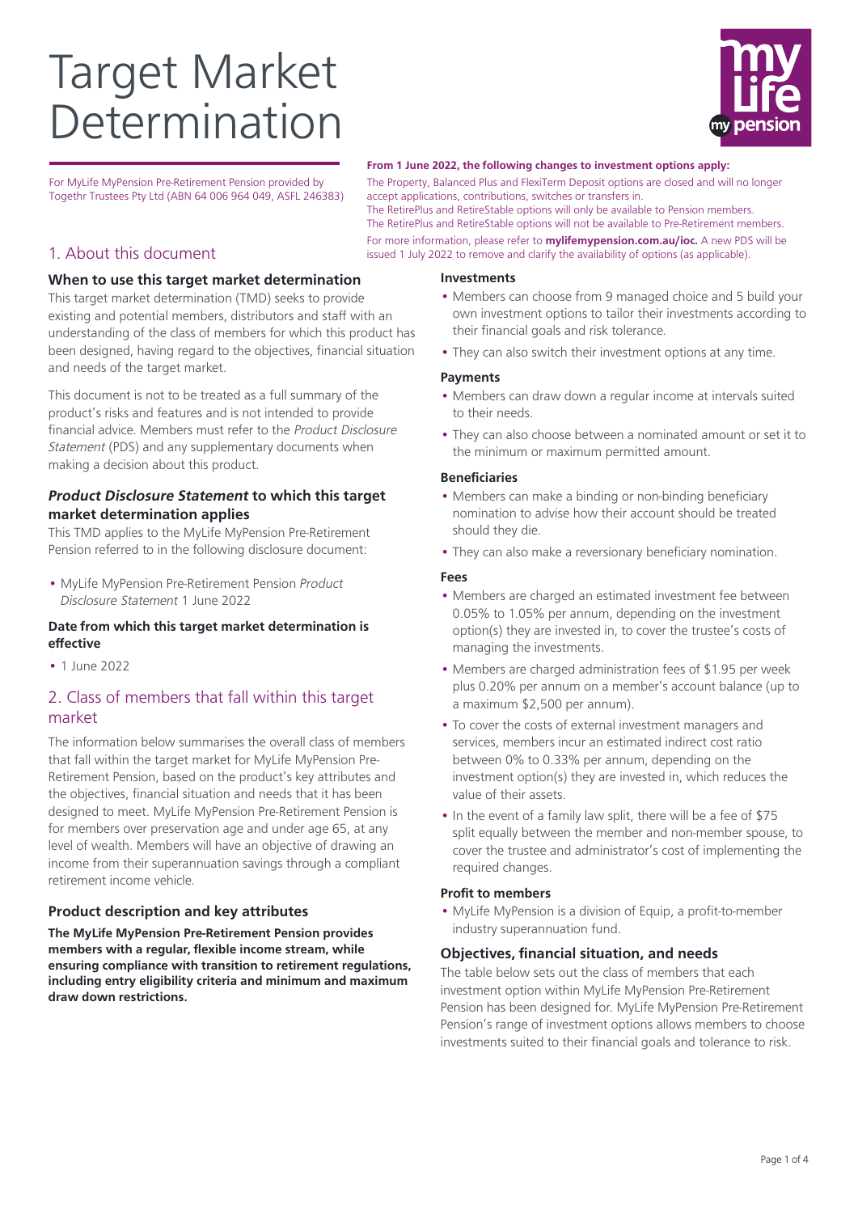# Target Market Determination

For MyLife MyPension Pre-Retirement Pension provided by Togethr Trustees Pty Ltd (ABN 64 006 964 049, ASFL 246383)

## 1. About this document

### When to use this target market determination

This target market determination (TMD) seeks to provide existing and potential members, distributors and staff with an understanding of the class of members for which this product has been designed, having regard to the objectives, financial situation and needs of the target market.

This document is not to be treated as a full summary of the product's risks and features and is not intended to provide financial advice. Members must refer to the *Product Disclosure Statement* (PDS) and any supplementary documents when making a decision about this product.

### *Product Disclosure Statement* to which this target market determination applies

This TMD applies to the MyLife MyPension Pre-Retirement Pension referred to in the following disclosure document:

- MyLife MyPension Pre-Retirement Pension *Product Disclosure Statement* 1 June 2022

### Date from which this target market determination is effective

- 1 June 2022

## 2. Class of members that fall within this target market

The information below summarises the overall class of members that fall within the target market for MyLife MyPension Pre-Retirement Pension, based on the product's key attributes and the objectives, financial situation and needs that it has been designed to meet. MyLife MyPension Pre-Retirement Pension is for members over preservation age and under age 65, at any level of wealth. Members will have an objective of drawing an income from their superannuation savings through a compliant retirement income vehicle.

### Product description and key attributes

**The MyLife MyPension Pre-Retirement Pension provides members with a regular, flexible income stream, while ensuring compliance with transition to retirement regulations, including entry eligibility criteria and minimum and maximum draw down restrictions.**

**From 1 June 2022, the following changes to investment options apply:**

The Property, Balanced Plus and FlexiTerm Deposit options are closed and will no longer accept applications, contributions, switches or transfers in.
The RetirePlus and RetireStable options will only be available to Pension members.
The RetirePlus and RetireStable options will not be available to Pre-Retirement members.

For more information, please refer to **mylifemypension.com.au/ioc.** A new PDS will be issued 1 July 2022 to remove and clarify the availability of options (as applicable).

#### Investments

- Members can choose from 9 managed choice and 5 build your own investment options to tailor their investments according to their financial goals and risk tolerance.
- They can also switch their investment options at any time.

#### Payments

- Members can draw down a regular income at intervals suited to their needs.
- They can also choose between a nominated amount or set it to the minimum or maximum permitted amount.

#### Beneficiaries

- Members can make a binding or non-binding beneficiary nomination to advise how their account should be treated should they die.
- They can also make a reversionary beneficiary nomination.

#### Fees

- Members are charged an estimated investment fee between 0.05% to 1.05% per annum, depending on the investment option(s) they are invested in, to cover the trustee's costs of managing the investments.
- Members are charged administration fees of $1.95 per week plus 0.20% per annum on a member's account balance (up to a maximum $2,500 per annum).
- To cover the costs of external investment managers and services, members incur an estimated indirect cost ratio between 0% to 0.33% per annum, depending on the investment option(s) they are invested in, which reduces the value of their assets.
- In the event of a family law split, there will be a fee of $75 split equally between the member and non-member spouse, to cover the trustee and administrator's cost of implementing the required changes.

#### Profit to members

- MyLife MyPension is a division of Equip, a profit-to-member industry superannuation fund.

### Objectives, financial situation, and needs

The table below sets out the class of members that each investment option within MyLife MyPension Pre-Retirement Pension has been designed for. MyLife MyPension Pre-Retirement Pension's range of investment options allows members to choose investments suited to their financial goals and tolerance to risk.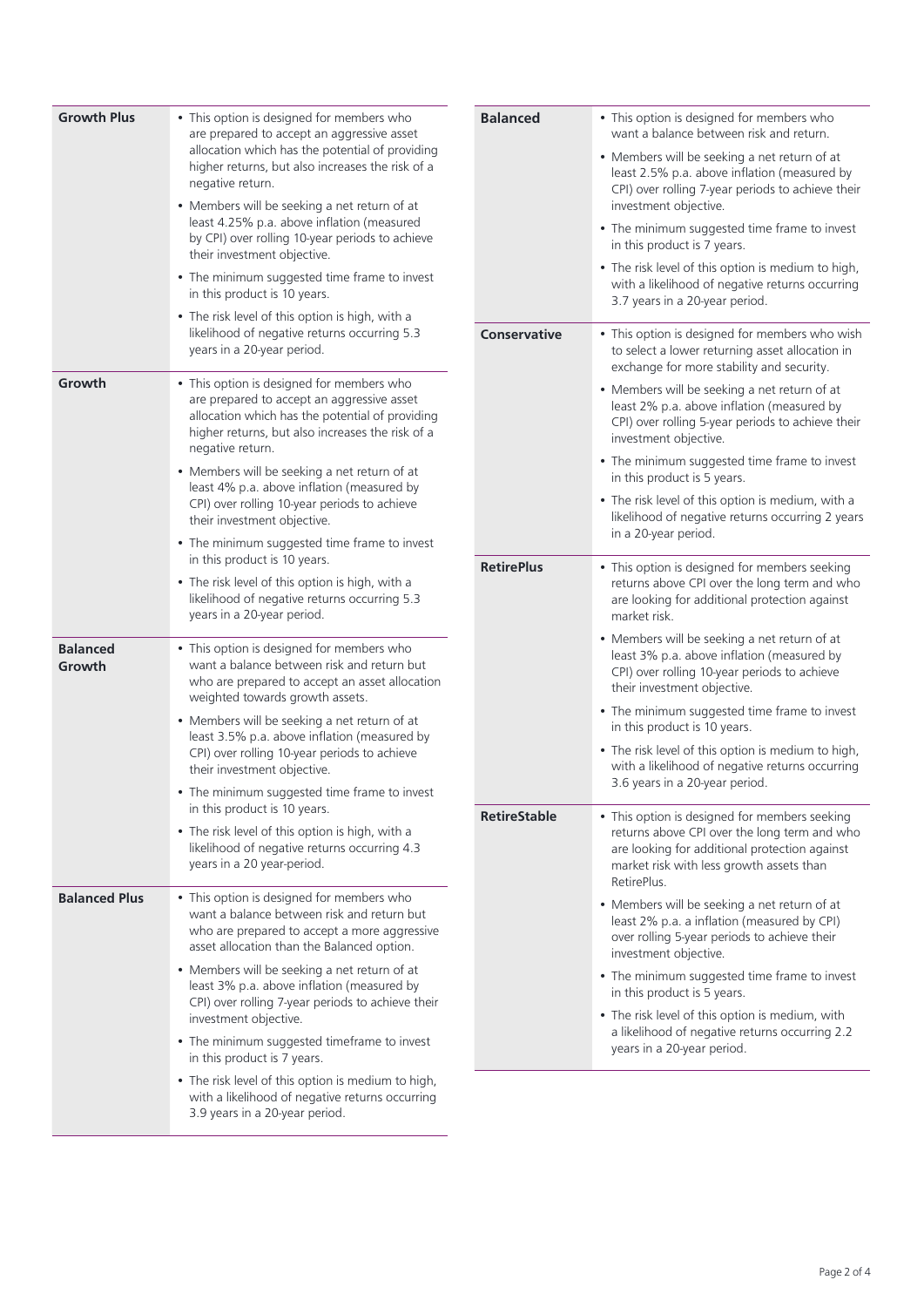| Option | Description |
|---|---|
| **Growth Plus** | • This option is designed for members who are prepared to accept an aggressive asset allocation which has the potential of providing higher returns, but also increases the risk of a negative return.<br>• Members will be seeking a net return of at least 4.25% p.a. above inflation (measured by CPI) over rolling 10-year periods to achieve their investment objective.<br>• The minimum suggested time frame to invest in this product is 10 years.<br>• The risk level of this option is high, with a likelihood of negative returns occurring 5.3 years in a 20-year period. |
| **Growth** | • This option is designed for members who are prepared to accept an aggressive asset allocation which has the potential of providing higher returns, but also increases the risk of a negative return.<br>• Members will be seeking a net return of at least 4% p.a. above inflation (measured by CPI) over rolling 10-year periods to achieve their investment objective.<br>• The minimum suggested time frame to invest in this product is 10 years.<br>• The risk level of this option is high, with a likelihood of negative returns occurring 5.3 years in a 20-year period. |
| **Balanced Growth** | • This option is designed for members who want a balance between risk and return but who are prepared to accept an asset allocation weighted towards growth assets.<br>• Members will be seeking a net return of at least 3.5% p.a. above inflation (measured by CPI) over rolling 10-year periods to achieve their investment objective.<br>• The minimum suggested time frame to invest in this product is 10 years.<br>• The risk level of this option is high, with a likelihood of negative returns occurring 4.3 years in a 20 year-period. |
| **Balanced Plus** | • This option is designed for members who want a balance between risk and return but who are prepared to accept a more aggressive asset allocation than the Balanced option.<br>• Members will be seeking a net return of at least 3% p.a. above inflation (measured by CPI) over rolling 7-year periods to achieve their investment objective.<br>• The minimum suggested timeframe to invest in this product is 7 years.<br>• The risk level of this option is medium to high, with a likelihood of negative returns occurring 3.9 years in a 20-year period. |
| **Balanced** | • This option is designed for members who want a balance between risk and return.<br>• Members will be seeking a net return of at least 2.5% p.a. above inflation (measured by CPI) over rolling 7-year periods to achieve their investment objective.<br>• The minimum suggested time frame to invest in this product is 7 years.<br>• The risk level of this option is medium to high, with a likelihood of negative returns occurring 3.7 years in a 20-year period. |
| **Conservative** | • This option is designed for members who wish to select a lower returning asset allocation in exchange for more stability and security.<br>• Members will be seeking a net return of at least 2% p.a. above inflation (measured by CPI) over rolling 5-year periods to achieve their investment objective.<br>• The minimum suggested time frame to invest in this product is 5 years.<br>• The risk level of this option is medium, with a likelihood of negative returns occurring 2 years in a 20-year period. |
| **RetirePlus** | • This option is designed for members seeking returns above CPI over the long term and who are looking for additional protection against market risk.<br>• Members will be seeking a net return of at least 3% p.a. above inflation (measured by CPI) over rolling 10-year periods to achieve their investment objective.<br>• The minimum suggested time frame to invest in this product is 10 years.<br>• The risk level of this option is medium to high, with a likelihood of negative returns occurring 3.6 years in a 20-year period. |
| **RetireStable** | • This option is designed for members seeking returns above CPI over the long term and who are looking for additional protection against market risk with less growth assets than RetirePlus.<br>• Members will be seeking a net return of at least 2% p.a. a inflation (measured by CPI) over rolling 5-year periods to achieve their investment objective.<br>• The minimum suggested time frame to invest in this product is 5 years.<br>• The risk level of this option is medium, with a likelihood of negative returns occurring 2.2 years in a 20-year period. |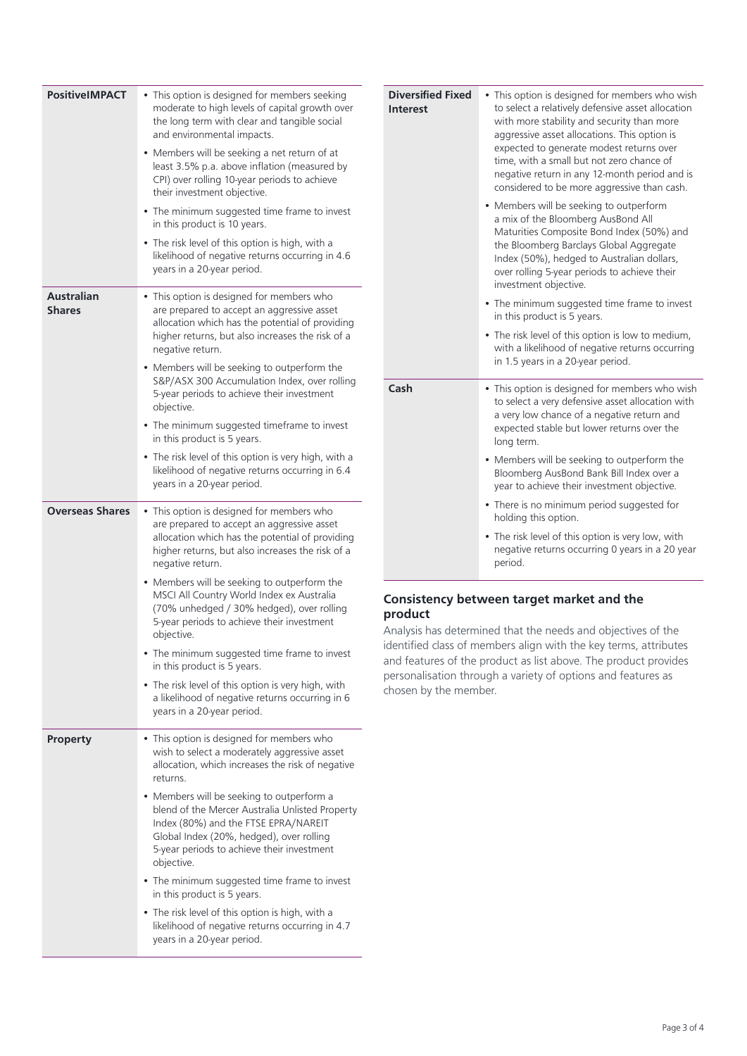| | |
|---|---|
| **PositiveIMPACT** | • This option is designed for members seeking moderate to high levels of capital growth over the long term with clear and tangible social and environmental impacts.<br>• Members will be seeking a net return of at least 3.5% p.a. above inflation (measured by CPI) over rolling 10-year periods to achieve their investment objective.<br>• The minimum suggested time frame to invest in this product is 10 years.<br>• The risk level of this option is high, with a likelihood of negative returns occurring in 4.6 years in a 20-year period. |
| **Australian Shares** | • This option is designed for members who are prepared to accept an aggressive asset allocation which has the potential of providing higher returns, but also increases the risk of a negative return.<br>• Members will be seeking to outperform the S&P/ASX 300 Accumulation Index, over rolling 5-year periods to achieve their investment objective.<br>• The minimum suggested timeframe to invest in this product is 5 years.<br>• The risk level of this option is very high, with a likelihood of negative returns occurring in 6.4 years in a 20-year period. |
| **Overseas Shares** | • This option is designed for members who are prepared to accept an aggressive asset allocation which has the potential of providing higher returns, but also increases the risk of a negative return.<br>• Members will be seeking to outperform the MSCI All Country World Index ex Australia (70% unhedged / 30% hedged), over rolling 5-year periods to achieve their investment objective.<br>• The minimum suggested time frame to invest in this product is 5 years.<br>• The risk level of this option is very high, with a likelihood of negative returns occurring in 6 years in a 20-year period. |
| **Property** | • This option is designed for members who wish to select a moderately aggressive asset allocation, which increases the risk of negative returns.<br>• Members will be seeking to outperform a blend of the Mercer Australia Unlisted Property Index (80%) and the FTSE EPRA/NAREIT Global Index (20%, hedged), over rolling 5-year periods to achieve their investment objective.<br>• The minimum suggested time frame to invest in this product is 5 years.<br>• The risk level of this option is high, with a likelihood of negative returns occurring in 4.7 years in a 20-year period. |
| **Diversified Fixed Interest** | • This option is designed for members who wish to select a relatively defensive asset allocation with more stability and security than more aggressive asset allocations. This option is expected to generate modest returns over time, with a small but not zero chance of negative return in any 12-month period and is considered to be more aggressive than cash.<br>• Members will be seeking to outperform a mix of the Bloomberg AusBond All Maturities Composite Bond Index (50%) and the Bloomberg Barclays Global Aggregate Index (50%), hedged to Australian dollars, over rolling 5-year periods to achieve their investment objective.<br>• The minimum suggested time frame to invest in this product is 5 years.<br>• The risk level of this option is low to medium, with a likelihood of negative returns occurring in 1.5 years in a 20-year period. |
| **Cash** | • This option is designed for members who wish to select a very defensive asset allocation with a very low chance of a negative return and expected stable but lower returns over the long term.<br>• Members will be seeking to outperform the Bloomberg AusBond Bank Bill Index over a year to achieve their investment objective.<br>• There is no minimum period suggested for holding this option.<br>• The risk level of this option is very low, with negative returns occurring 0 years in a 20 year period. |

## Consistency between target market and the product

Analysis has determined that the needs and objectives of the identified class of members align with the key terms, attributes and features of the product as list above. The product provides personalisation through a variety of options and features as chosen by the member.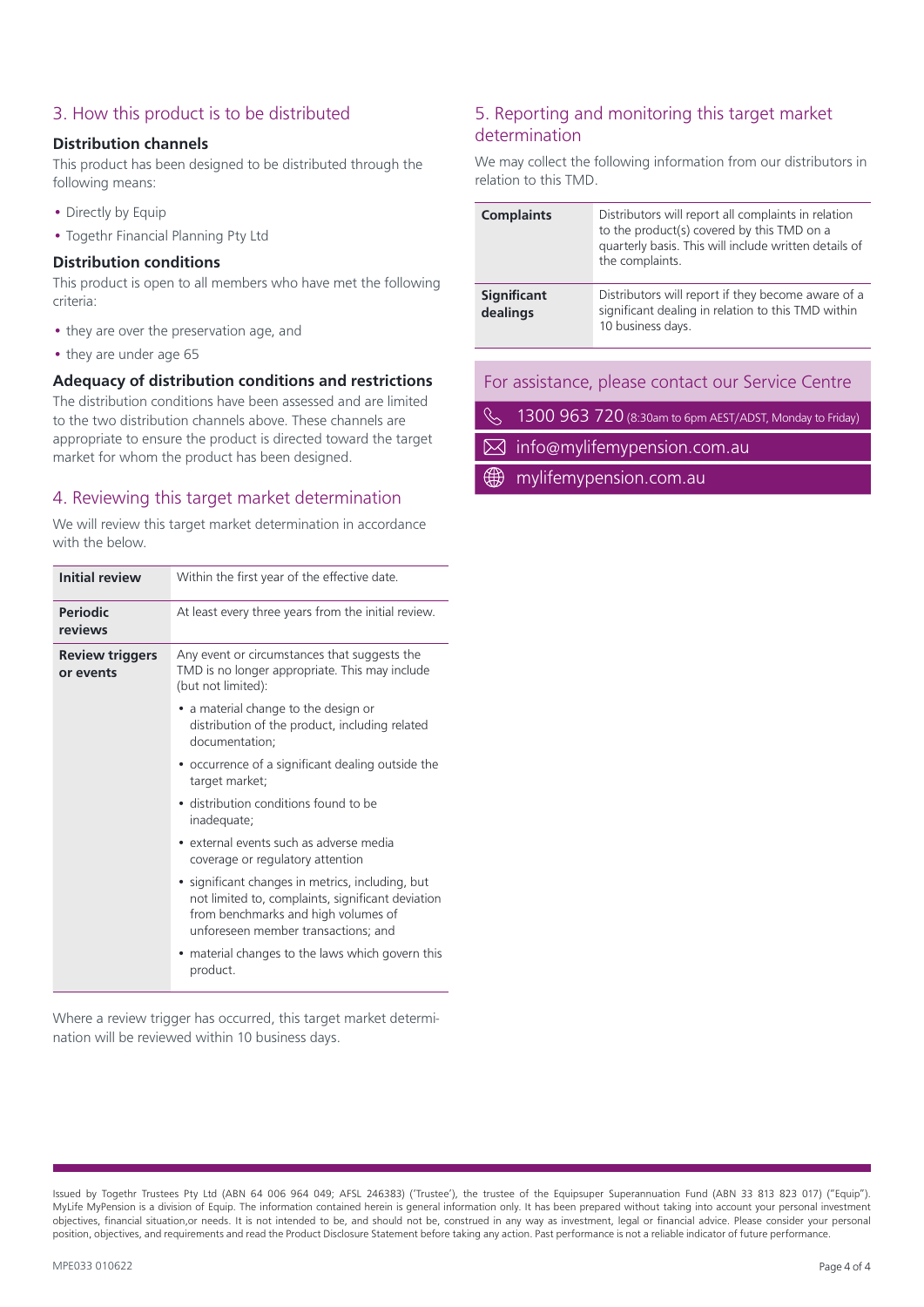## 3. How this product is to be distributed

### Distribution channels

This product has been designed to be distributed through the following means:

- Directly by Equip
- Togethr Financial Planning Pty Ltd

### Distribution conditions

This product is open to all members who have met the following criteria:

- they are over the preservation age, and
- they are under age 65

### Adequacy of distribution conditions and restrictions

The distribution conditions have been assessed and are limited to the two distribution channels above. These channels are appropriate to ensure the product is directed toward the target market for whom the product has been designed.

## 4. Reviewing this target market determination

We will review this target market determination in accordance with the below.

| | |
|---|---|
| **Initial review** | Within the first year of the effective date. |
| **Periodic reviews** | At least every three years from the initial review. |
| **Review triggers or events** | Any event or circumstances that suggests the TMD is no longer appropriate. This may include (but not limited):<br>• a material change to the design or distribution of the product, including related documentation;<br>• occurrence of a significant dealing outside the target market;<br>• distribution conditions found to be inadequate;<br>• external events such as adverse media coverage or regulatory attention<br>• significant changes in metrics, including, but not limited to, complaints, significant deviation from benchmarks and high volumes of unforeseen member transactions; and<br>• material changes to the laws which govern this product. |

Where a review trigger has occurred, this target market determination will be reviewed within 10 business days.

## 5. Reporting and monitoring this target market determination

We may collect the following information from our distributors in relation to this TMD.

| | |
|---|---|
| **Complaints** | Distributors will report all complaints in relation to the product(s) covered by this TMD on a quarterly basis. This will include written details of the complaints. |
| **Significant dealings** | Distributors will report if they become aware of a significant dealing in relation to this TMD within 10 business days. |

For assistance, please contact our Service Centre

1300 963 720 (8:30am to 6pm AEST/ADST, Monday to Friday)

info@mylifemypension.com.au

mylifemypension.com.au

Issued by Togethr Trustees Pty Ltd (ABN 64 006 964 049; AFSL 246383) ('Trustee'), the trustee of the Equipsuper Superannuation Fund (ABN 33 813 823 017) ("Equip"). MyLife MyPension is a division of Equip. The information contained herein is general information only. It has been prepared without taking into account your personal investment objectives, financial situation,or needs. It is not intended to be, and should not be, construed in any way as investment, legal or financial advice. Please consider your personal position, objectives, and requirements and read the Product Disclosure Statement before taking any action. Past performance is not a reliable indicator of future performance.

MPE033 010622